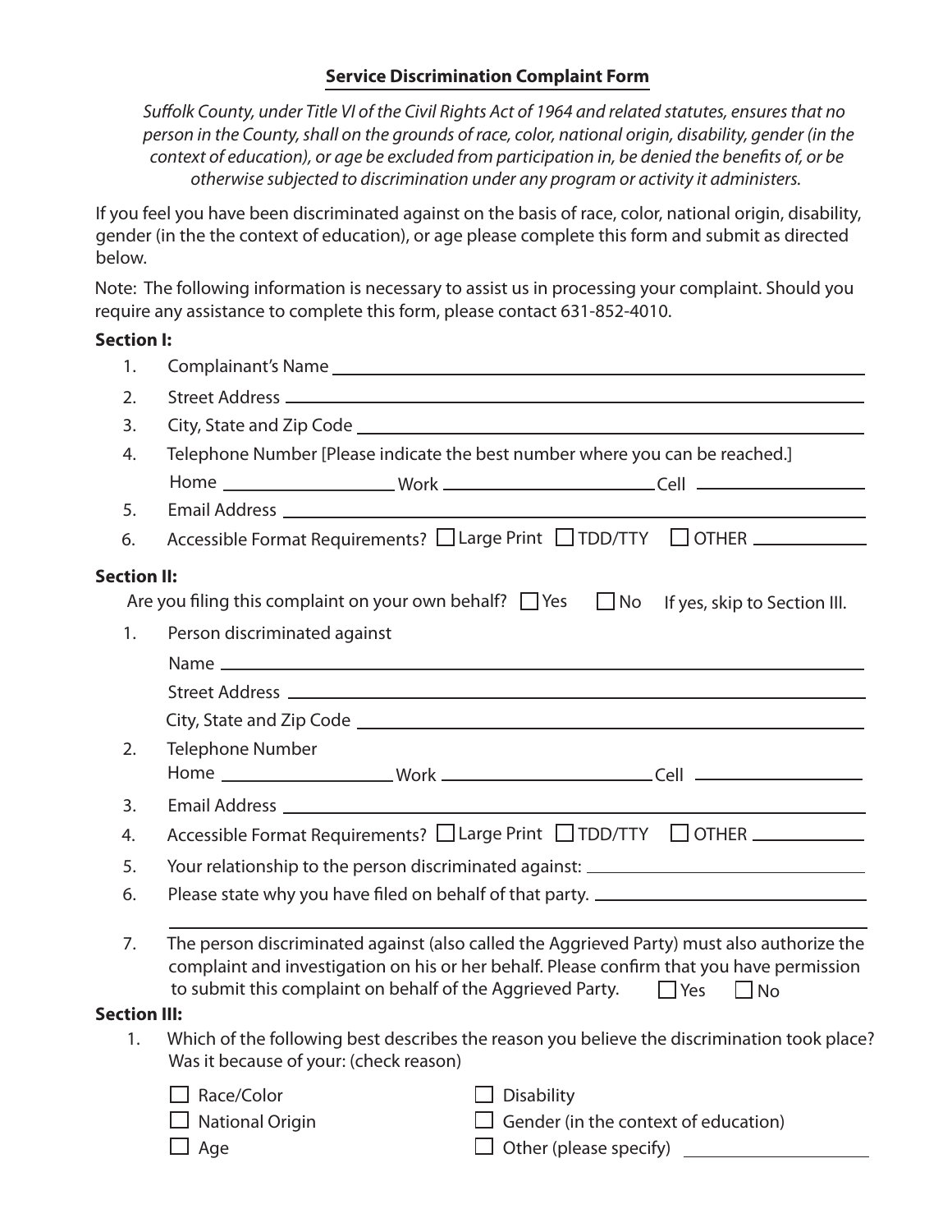## Service Discrimination Complaint Form

*Suffolk County, under Title VI of the Civil Rights Act of 1964 and related statutes, ensures that no person in the County, shall on the grounds of race, color, national origin, disability, gender (in the context of education), or age be excluded from participation in, be denied the benefits of, or be otherwise subjected to discrimination under any program or activity it administers.*

If you feel you have been discriminated against on the basis of race, color, national origin, disability, gender (in the the context of education), or age please complete this form and submit as directed below.

Note: The following information is necessary to assist us in processing your complaint. Should you require any assistance to complete this form, please contact 631-852-4010.

**Section I:**

1. Complainant's Name ______________________________
2. Street Address ______________________________
3. City, State and Zip Code ______________________________
4. Telephone Number [Please indicate the best number where you can be reached.]
   Home ______________ Work ______________ Cell ______________
5. Email Address ______________________________
6. Accessible Format Requirements? ☐ Large Print ☐ TDD/TTY ☐ OTHER ______________

**Section II:**

Are you filing this complaint on your own behalf? ☐ Yes ☐ No If yes, skip to Section III.

1. Person discriminated against
   Name ______________________________
   Street Address ______________________________
   City, State and Zip Code ______________________________
2. Telephone Number
   Home ______________ Work ______________ Cell ______________
3. Email Address ______________________________
4. Accessible Format Requirements? ☐ Large Print ☐ TDD/TTY ☐ OTHER ______________
5. Your relationship to the person discriminated against: ______________________________
6. Please state why you have filed on behalf of that party. ______________________________
7. The person discriminated against (also called the Aggrieved Party) must also authorize the complaint and investigation on his or her behalf. Please confirm that you have permission to submit this complaint on behalf of the Aggrieved Party. ☐ Yes ☐ No

**Section III:**

1. Which of the following best describes the reason you believe the discrimination took place? Was it because of your: (check reason)

   ☐ Race/Color
   ☐ National Origin
   ☐ Age
   ☐ Disability
   ☐ Gender (in the context of education)
   ☐ Other (please specify) ______________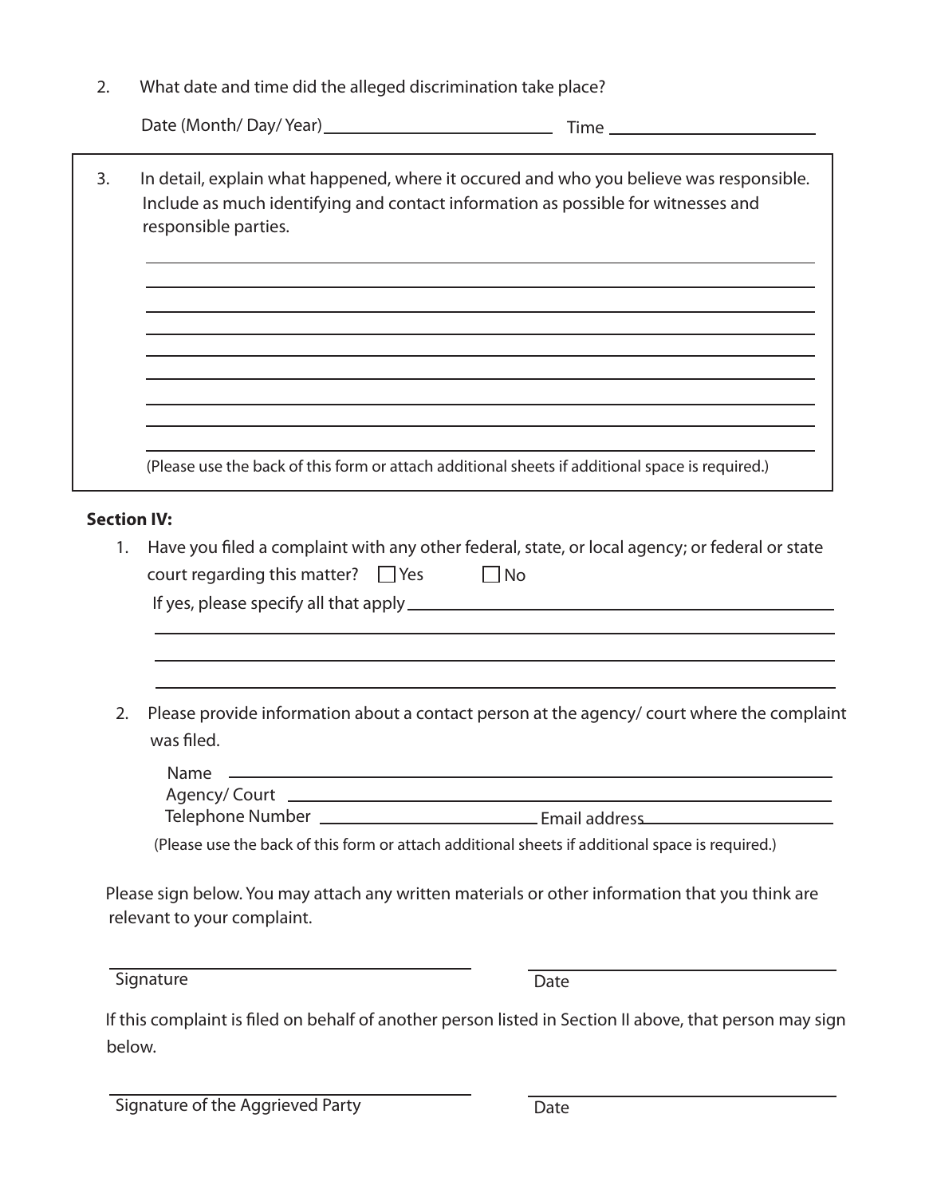2. What date and time did the alleged discrimination take place?

   Date (Month/ Day/ Year)\_\_\_\_\_\_\_\_\_\_\_\_\_\_\_\_\_\_\_\_\_\_\_\_\_\_ Time \_\_\_\_\_\_\_\_\_\_\_\_\_\_\_\_\_\_\_\_\_\_\_\_

3. In detail, explain what happened, where it occured and who you believe was responsible. Include as much identifying and contact information as possible for witnesses and responsible parties.

   \_\_\_\_\_\_\_\_\_\_\_\_\_\_\_\_\_\_\_\_\_\_\_\_\_\_\_\_\_\_\_\_\_\_\_\_\_\_\_\_\_\_\_\_\_\_\_\_\_\_\_\_\_\_\_\_\_\_\_\_\_\_\_\_\_\_\_\_\_\_\_\_\_\_\_\_\_\_

   \_\_\_\_\_\_\_\_\_\_\_\_\_\_\_\_\_\_\_\_\_\_\_\_\_\_\_\_\_\_\_\_\_\_\_\_\_\_\_\_\_\_\_\_\_\_\_\_\_\_\_\_\_\_\_\_\_\_\_\_\_\_\_\_\_\_\_\_\_\_\_\_\_\_\_\_\_\_

   \_\_\_\_\_\_\_\_\_\_\_\_\_\_\_\_\_\_\_\_\_\_\_\_\_\_\_\_\_\_\_\_\_\_\_\_\_\_\_\_\_\_\_\_\_\_\_\_\_\_\_\_\_\_\_\_\_\_\_\_\_\_\_\_\_\_\_\_\_\_\_\_\_\_\_\_\_\_

   \_\_\_\_\_\_\_\_\_\_\_\_\_\_\_\_\_\_\_\_\_\_\_\_\_\_\_\_\_\_\_\_\_\_\_\_\_\_\_\_\_\_\_\_\_\_\_\_\_\_\_\_\_\_\_\_\_\_\_\_\_\_\_\_\_\_\_\_\_\_\_\_\_\_\_\_\_\_

   \_\_\_\_\_\_\_\_\_\_\_\_\_\_\_\_\_\_\_\_\_\_\_\_\_\_\_\_\_\_\_\_\_\_\_\_\_\_\_\_\_\_\_\_\_\_\_\_\_\_\_\_\_\_\_\_\_\_\_\_\_\_\_\_\_\_\_\_\_\_\_\_\_\_\_\_\_\_

   \_\_\_\_\_\_\_\_\_\_\_\_\_\_\_\_\_\_\_\_\_\_\_\_\_\_\_\_\_\_\_\_\_\_\_\_\_\_\_\_\_\_\_\_\_\_\_\_\_\_\_\_\_\_\_\_\_\_\_\_\_\_\_\_\_\_\_\_\_\_\_\_\_\_\_\_\_\_

   \_\_\_\_\_\_\_\_\_\_\_\_\_\_\_\_\_\_\_\_\_\_\_\_\_\_\_\_\_\_\_\_\_\_\_\_\_\_\_\_\_\_\_\_\_\_\_\_\_\_\_\_\_\_\_\_\_\_\_\_\_\_\_\_\_\_\_\_\_\_\_\_\_\_\_\_\_\_

   \_\_\_\_\_\_\_\_\_\_\_\_\_\_\_\_\_\_\_\_\_\_\_\_\_\_\_\_\_\_\_\_\_\_\_\_\_\_\_\_\_\_\_\_\_\_\_\_\_\_\_\_\_\_\_\_\_\_\_\_\_\_\_\_\_\_\_\_\_\_\_\_\_\_\_\_\_\_

   \_\_\_\_\_\_\_\_\_\_\_\_\_\_\_\_\_\_\_\_\_\_\_\_\_\_\_\_\_\_\_\_\_\_\_\_\_\_\_\_\_\_\_\_\_\_\_\_\_\_\_\_\_\_\_\_\_\_\_\_\_\_\_\_\_\_\_\_\_\_\_\_\_\_\_\_\_\_

   (Please use the back of this form or attach additional sheets if additional space is required.)

**Section IV:**

1. Have you filed a complaint with any other federal, state, or local agency; or federal or state court regarding this matter? ☐ Yes ☐ No

   If yes, please specify all that apply \_\_\_\_\_\_\_\_\_\_\_\_\_\_\_\_\_\_\_\_\_\_\_\_\_\_\_\_\_\_\_\_\_\_\_\_\_\_\_\_\_\_\_\_\_\_\_\_

   \_\_\_\_\_\_\_\_\_\_\_\_\_\_\_\_\_\_\_\_\_\_\_\_\_\_\_\_\_\_\_\_\_\_\_\_\_\_\_\_\_\_\_\_\_\_\_\_\_\_\_\_\_\_\_\_\_\_\_\_\_\_\_\_\_\_\_\_\_\_\_\_\_\_\_\_\_\_

   \_\_\_\_\_\_\_\_\_\_\_\_\_\_\_\_\_\_\_\_\_\_\_\_\_\_\_\_\_\_\_\_\_\_\_\_\_\_\_\_\_\_\_\_\_\_\_\_\_\_\_\_\_\_\_\_\_\_\_\_\_\_\_\_\_\_\_\_\_\_\_\_\_\_\_\_\_\_

   \_\_\_\_\_\_\_\_\_\_\_\_\_\_\_\_\_\_\_\_\_\_\_\_\_\_\_\_\_\_\_\_\_\_\_\_\_\_\_\_\_\_\_\_\_\_\_\_\_\_\_\_\_\_\_\_\_\_\_\_\_\_\_\_\_\_\_\_\_\_\_\_\_\_\_\_\_\_

2. Please provide information about a contact person at the agency/ court where the complaint was filed.

   Name \_\_\_\_\_\_\_\_\_\_\_\_\_\_\_\_\_\_\_\_\_\_\_\_\_\_\_\_\_\_\_\_\_\_\_\_\_\_\_\_\_\_\_\_\_\_\_\_\_\_\_\_\_\_\_\_\_\_\_\_\_\_\_\_\_\_

   Agency/ Court \_\_\_\_\_\_\_\_\_\_\_\_\_\_\_\_\_\_\_\_\_\_\_\_\_\_\_\_\_\_\_\_\_\_\_\_\_\_\_\_\_\_\_\_\_\_\_\_\_\_\_\_\_\_\_\_\_\_\_\_

   Telephone Number \_\_\_\_\_\_\_\_\_\_\_\_\_\_\_\_\_\_\_\_\_\_\_\_\_\_ Email address\_\_\_\_\_\_\_\_\_\_\_\_\_\_\_\_\_\_\_\_\_\_\_\_

   (Please use the back of this form or attach additional sheets if additional space is required.)

Please sign below. You may attach any written materials or other information that you think are relevant to your complaint.

\_\_\_\_\_\_\_\_\_\_\_\_\_\_\_\_\_\_\_\_\_\_\_\_\_\_\_\_\_\_\_\_\_\_\_\_ \_\_\_\_\_\_\_\_\_\_\_\_\_\_\_\_\_\_\_\_\_\_\_\_\_\_\_\_\_\_\_\_\_\_\_\_

Signature Date

If this complaint is filed on behalf of another person listed in Section II above, that person may sign below.

\_\_\_\_\_\_\_\_\_\_\_\_\_\_\_\_\_\_\_\_\_\_\_\_\_\_\_\_\_\_\_\_\_\_\_\_ \_\_\_\_\_\_\_\_\_\_\_\_\_\_\_\_\_\_\_\_\_\_\_\_\_\_\_\_\_\_\_\_\_\_\_\_

Signature of the Aggrieved Party Date